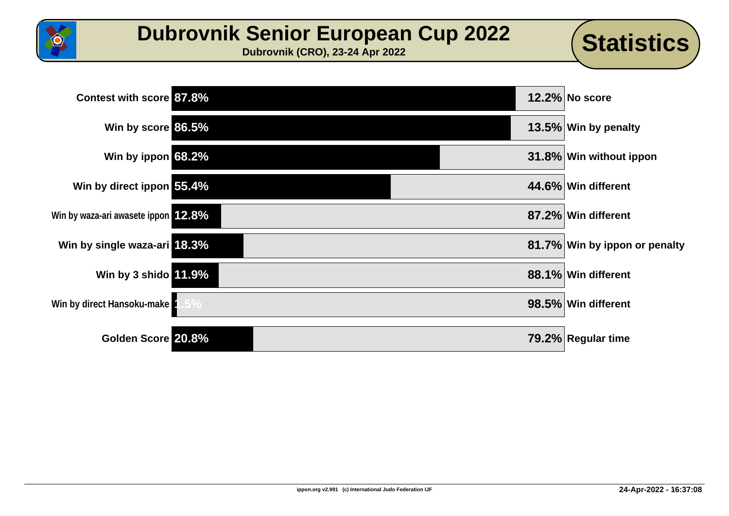# Dubrovnik Senior European Cup 2022

**Dubrovnik (CRO), 23-24 Apr 2022**

## Statistics

| Category | % | % | Complement |
|---|---|---|---|
| Contest with score | 87.8% | 12.2% | No score |
| Win by score | 86.5% | 13.5% | Win by penalty |
| Win by ippon | 68.2% | 31.8% | Win without ippon |
| Win by direct ippon | 55.4% | 44.6% | Win different |
| Win by waza-ari awasete ippon | 12.8% | 87.2% | Win different |
| Win by single waza-ari | 18.3% | 81.7% | Win by ippon or penalty |
| Win by 3 shido | 11.9% | 88.1% | Win different |
| Win by direct Hansoku-make | 1.5% | 98.5% | Win different |
| Golden Score | 20.8% | 79.2% | Regular time |

ippon.org v2.991 (c) International Judo Federation IJF

24-Apr-2022 - 16:37:08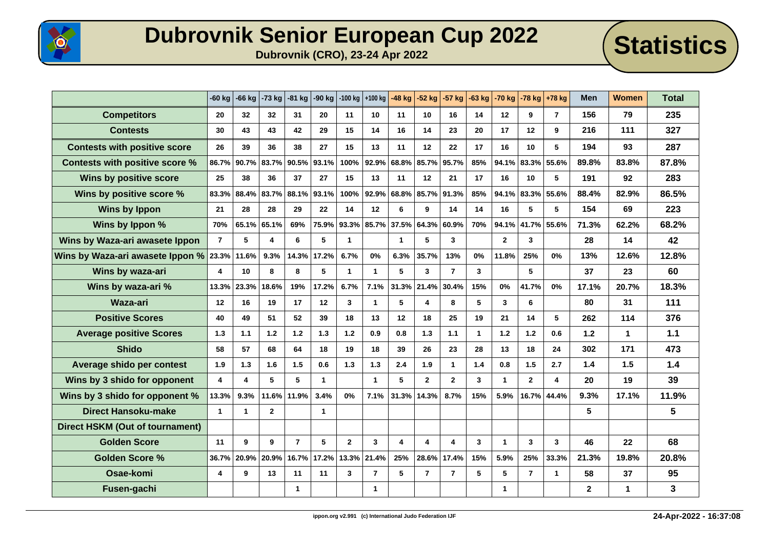# Dubrovnik Senior European Cup 2022

**Dubrovnik (CRO), 23-24 Apr 2022**

## Statistics

| | -60 kg | -66 kg | -73 kg | -81 kg | -90 kg | -100 kg | +100 kg | -48 kg | -52 kg | -57 kg | -63 kg | -70 kg | -78 kg | +78 kg | Men | Women | Total |
|---|---|---|---|---|---|---|---|---|---|---|---|---|---|---|---|---|---|
| **Competitors** | 20 | 32 | 32 | 31 | 20 | 11 | 10 | 11 | 10 | 16 | 14 | 12 | 9 | 7 | 156 | 79 | 235 |
| **Contests** | 30 | 43 | 43 | 42 | 29 | 15 | 14 | 16 | 14 | 23 | 20 | 17 | 12 | 9 | 216 | 111 | 327 |
| **Contests with positive score** | 26 | 39 | 36 | 38 | 27 | 15 | 13 | 11 | 12 | 22 | 17 | 16 | 10 | 5 | 194 | 93 | 287 |
| **Contests with positive score %** | 86.7% | 90.7% | 83.7% | 90.5% | 93.1% | 100% | 92.9% | 68.8% | 85.7% | 95.7% | 85% | 94.1% | 83.3% | 55.6% | 89.8% | 83.8% | 87.8% |
| **Wins by positive score** | 25 | 38 | 36 | 37 | 27 | 15 | 13 | 11 | 12 | 21 | 17 | 16 | 10 | 5 | 191 | 92 | 283 |
| **Wins by positive score %** | 83.3% | 88.4% | 83.7% | 88.1% | 93.1% | 100% | 92.9% | 68.8% | 85.7% | 91.3% | 85% | 94.1% | 83.3% | 55.6% | 88.4% | 82.9% | 86.5% |
| **Wins by Ippon** | 21 | 28 | 28 | 29 | 22 | 14 | 12 | 6 | 9 | 14 | 14 | 16 | 5 | 5 | 154 | 69 | 223 |
| **Wins by Ippon %** | 70% | 65.1% | 65.1% | 69% | 75.9% | 93.3% | 85.7% | 37.5% | 64.3% | 60.9% | 70% | 94.1% | 41.7% | 55.6% | 71.3% | 62.2% | 68.2% |
| **Wins by Waza-ari awasete Ippon** | 7 | 5 | 4 | 6 | 5 | 1 | | 1 | 5 | 3 | | 2 | 3 | | 28 | 14 | 42 |
| **Wins by Waza-ari awasete Ippon %** | 23.3% | 11.6% | 9.3% | 14.3% | 17.2% | 6.7% | 0% | 6.3% | 35.7% | 13% | 0% | 11.8% | 25% | 0% | 13% | 12.6% | 12.8% |
| **Wins by waza-ari** | 4 | 10 | 8 | 8 | 5 | 1 | 1 | 5 | 3 | 7 | 3 | | 5 | | 37 | 23 | 60 |
| **Wins by waza-ari %** | 13.3% | 23.3% | 18.6% | 19% | 17.2% | 6.7% | 7.1% | 31.3% | 21.4% | 30.4% | 15% | 0% | 41.7% | 0% | 17.1% | 20.7% | 18.3% |
| **Waza-ari** | 12 | 16 | 19 | 17 | 12 | 3 | 1 | 5 | 4 | 8 | 5 | 3 | 6 | | 80 | 31 | 111 |
| **Positive Scores** | 40 | 49 | 51 | 52 | 39 | 18 | 13 | 12 | 18 | 25 | 19 | 21 | 14 | 5 | 262 | 114 | 376 |
| **Average positive Scores** | 1.3 | 1.1 | 1.2 | 1.2 | 1.3 | 1.2 | 0.9 | 0.8 | 1.3 | 1.1 | 1 | 1.2 | 1.2 | 0.6 | 1.2 | 1 | 1.1 |
| **Shido** | 58 | 57 | 68 | 64 | 18 | 19 | 18 | 39 | 26 | 23 | 28 | 13 | 18 | 24 | 302 | 171 | 473 |
| **Average shido per contest** | 1.9 | 1.3 | 1.6 | 1.5 | 0.6 | 1.3 | 1.3 | 2.4 | 1.9 | 1 | 1.4 | 0.8 | 1.5 | 2.7 | 1.4 | 1.5 | 1.4 |
| **Wins by 3 shido for opponent** | 4 | 4 | 5 | 5 | 1 | | 1 | 5 | 2 | 2 | 3 | 1 | 2 | 4 | 20 | 19 | 39 |
| **Wins by 3 shido for opponent %** | 13.3% | 9.3% | 11.6% | 11.9% | 3.4% | 0% | 7.1% | 31.3% | 14.3% | 8.7% | 15% | 5.9% | 16.7% | 44.4% | 9.3% | 17.1% | 11.9% |
| **Direct Hansoku-make** | 1 | 1 | 2 | | 1 | | | | | | | | | | 5 | | 5 |
| **Direct HSKM (Out of tournament)** | | | | | | | | | | | | | | | | | |
| **Golden Score** | 11 | 9 | 9 | 7 | 5 | 2 | 3 | 4 | 4 | 4 | 3 | 1 | 3 | 3 | 46 | 22 | 68 |
| **Golden Score %** | 36.7% | 20.9% | 20.9% | 16.7% | 17.2% | 13.3% | 21.4% | 25% | 28.6% | 17.4% | 15% | 5.9% | 25% | 33.3% | 21.3% | 19.8% | 20.8% |
| **Osae-komi** | 4 | 9 | 13 | 11 | 11 | 3 | 7 | 5 | 7 | 7 | 5 | 5 | 7 | 1 | 58 | 37 | 95 |
| **Fusen-gachi** | | | | 1 | | | 1 | | | | | 1 | | | 2 | 1 | 3 |